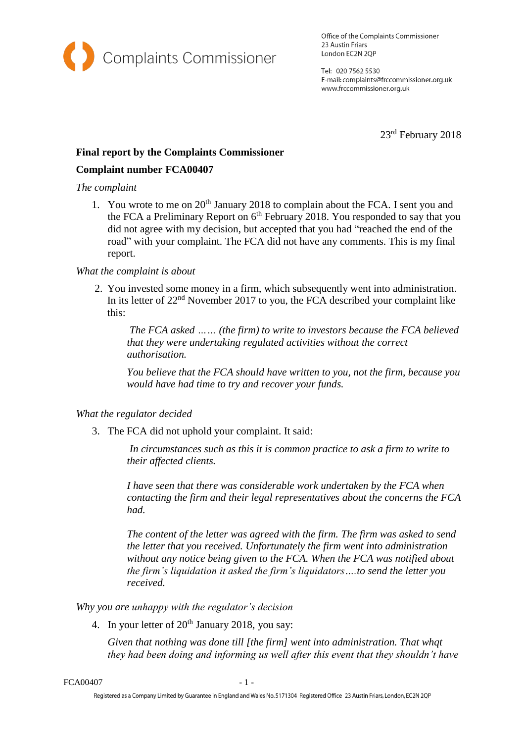Complaints Commissioner

Office of the Complaints Commissioner
23 Austin Friars
London EC2N 2QP

Tel: 020 7562 5530
E-mail: complaints@frccommissioner.org.uk
www.frccommissioner.org.uk

23rd February 2018

**Final report by the Complaints Commissioner**

**Complaint number FCA00407**

*The complaint*

1. You wrote to me on 20th January 2018 to complain about the FCA. I sent you and the FCA a Preliminary Report on 6th February 2018. You responded to say that you did not agree with my decision, but accepted that you had "reached the end of the road" with your complaint. The FCA did not have any comments. This is my final report.

*What the complaint is about*

2. You invested some money in a firm, which subsequently went into administration. In its letter of 22nd November 2017 to you, the FCA described your complaint like this:

   > *The FCA asked …… (the firm) to write to investors because the FCA believed that they were undertaking regulated activities without the correct authorisation.*
   >
   > *You believe that the FCA should have written to you, not the firm, because you would have had time to try and recover your funds.*

*What the regulator decided*

3. The FCA did not uphold your complaint. It said:

   > *In circumstances such as this it is common practice to ask a firm to write to their affected clients.*
   >
   > *I have seen that there was considerable work undertaken by the FCA when contacting the firm and their legal representatives about the concerns the FCA had.*
   >
   > *The content of the letter was agreed with the firm. The firm was asked to send the letter that you received. Unfortunately the firm went into administration without any notice being given to the FCA. When the FCA was notified about the firm's liquidation it asked the firm's liquidators….to send the letter you received.*

*Why you are unhappy with the regulator's decision*

4. In your letter of 20th January 2018, you say:

   *Given that nothing was done till [the firm] went into administration. That whqt they had been doing and informing us well after this event that they shouldn't have*

Registered as a Company Limited by Guarantee in England and Wales No. 5171304 Registered Office 23 Austin Friars, London, EC2N 2QP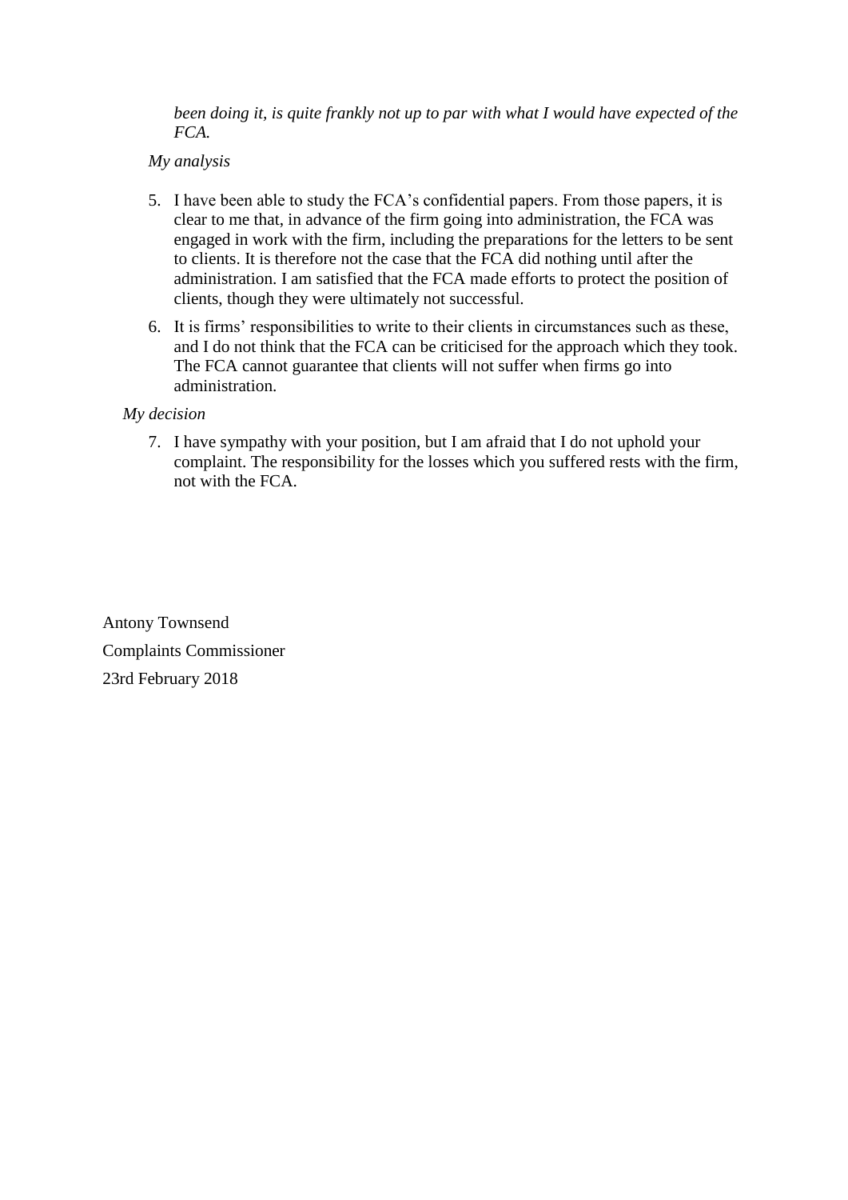*been doing it, is quite frankly not up to par with what I would have expected of the FCA.*

*My analysis*

5. I have been able to study the FCA's confidential papers. From those papers, it is clear to me that, in advance of the firm going into administration, the FCA was engaged in work with the firm, including the preparations for the letters to be sent to clients. It is therefore not the case that the FCA did nothing until after the administration. I am satisfied that the FCA made efforts to protect the position of clients, though they were ultimately not successful.
6. It is firms' responsibilities to write to their clients in circumstances such as these, and I do not think that the FCA can be criticised for the approach which they took. The FCA cannot guarantee that clients will not suffer when firms go into administration.

*My decision*

7. I have sympathy with your position, but I am afraid that I do not uphold your complaint. The responsibility for the losses which you suffered rests with the firm, not with the FCA.

Antony Townsend

Complaints Commissioner

23rd February 2018